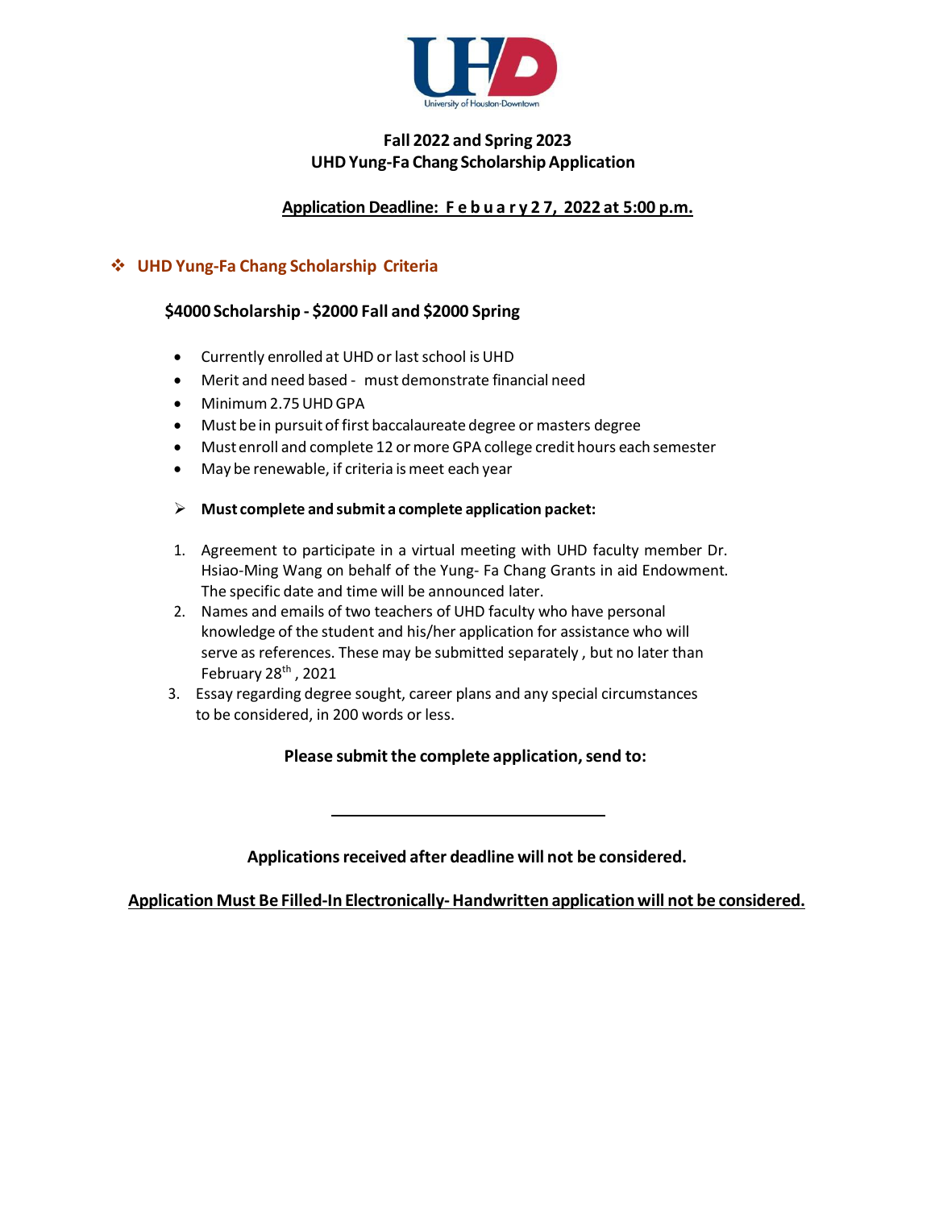### Fall 2022 and Spring 2023
### UHD Yung-Fa Chang Scholarship Application

**Application Deadline: F e b u a r y 2 7, 2022 at 5:00 p.m.**

## ❖ UHD Yung-Fa Chang Scholarship Criteria

### $4000 Scholarship - $2000 Fall and $2000 Spring

- Currently enrolled at UHD or last school is UHD
- Merit and need based - must demonstrate financial need
- Minimum 2.75 UHD GPA
- Must be in pursuit of first baccalaureate degree or masters degree
- Must enroll and complete 12 or more GPA college credit hours each semester
- May be renewable, if criteria is meet each year

➢ **Must complete and submit a complete application packet:**

1. Agreement to participate in a virtual meeting with UHD faculty member Dr. Hsiao-Ming Wang on behalf of the Yung- Fa Chang Grants in aid Endowment. The specific date and time will be announced later.
2. Names and emails of two teachers of UHD faculty who have personal knowledge of the student and his/her application for assistance who will serve as references. These may be submitted separately , but no later than February 28th , 2021
3. Essay regarding degree sought, career plans and any special circumstances to be considered, in 200 words or less.

**Please submit the complete application, send to:**

\_\_\_\_\_\_\_\_\_\_\_\_\_\_\_\_\_\_\_\_\_\_\_\_\_\_\_\_\_\_\_\_

**Applications received after deadline will not be considered.**

**Application Must Be Filled-In Electronically- Handwritten application will not be considered.**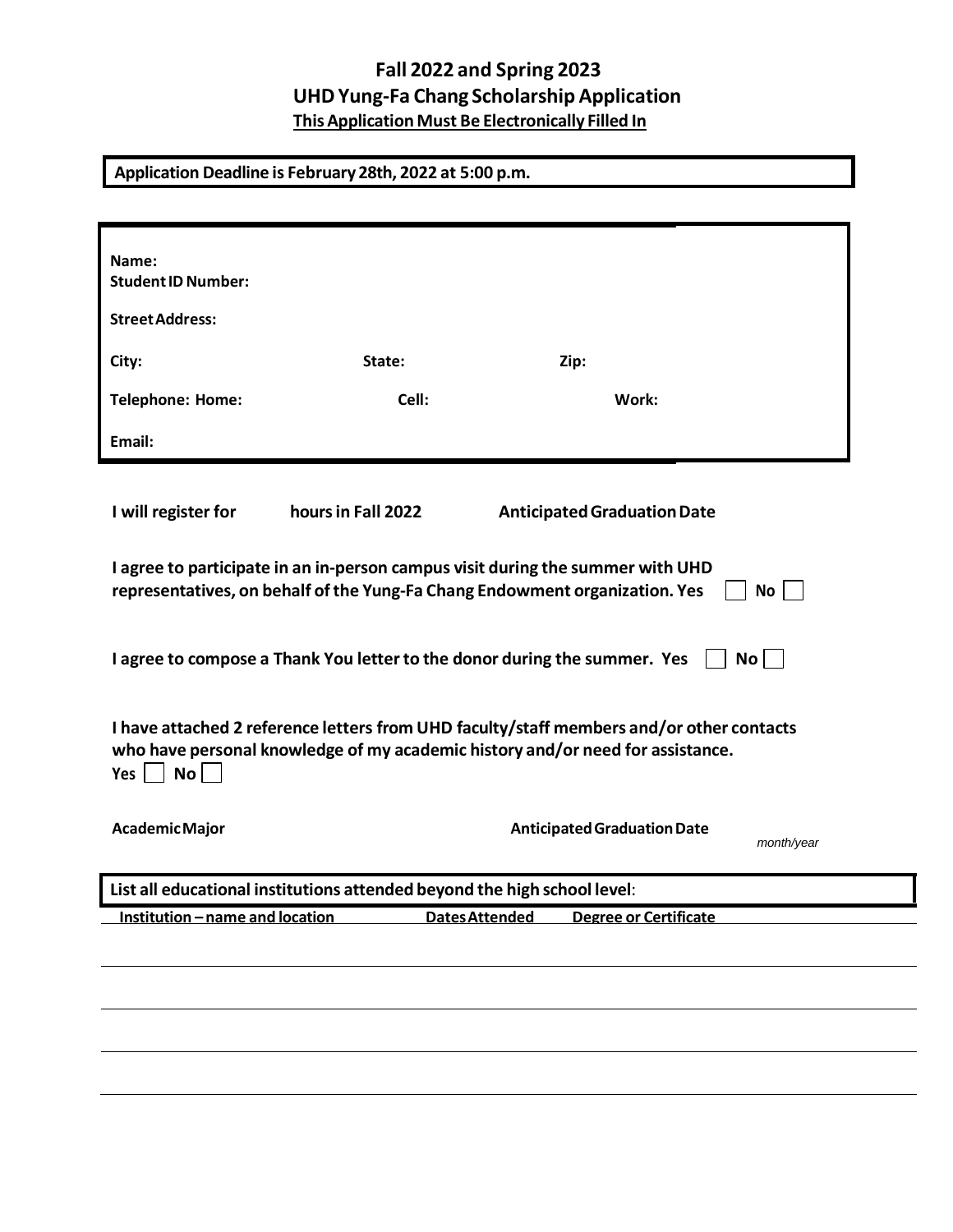# Fall 2022 and Spring 2023
## UHD Yung-Fa Chang Scholarship Application
**<u>This Application Must Be Electronically Filled In</u>**

**Application Deadline is February 28th, 2022 at 5:00 p.m.**

**Name:**
**Student ID Number:**

**Street Address:**

**City:** **State:** **Zip:**

**Telephone: Home:** **Cell:** **Work:**

**Email:**

**I will register for** **hours in Fall 2022** **Anticipated Graduation Date**

**I agree to participate in an in-person campus visit during the summer with UHD representatives, on behalf of the Yung-Fa Chang Endowment organization. Yes** ☐ **No** ☐

**I agree to compose a Thank You letter to the donor during the summer. Yes** ☐ **No** ☐

**I have attached 2 reference letters from UHD faculty/staff members and/or other contacts who have personal knowledge of my academic history and/or need for assistance.**
**Yes** ☐ **No** ☐

**Academic Major** **Anticipated Graduation Date** *month/year*

**List all educational institutions attended beyond the high school level:**

| Institution – name and location | Dates Attended | Degree or Certificate |
|---|---|---|
| | | |
| | | |
| | | |
| | | |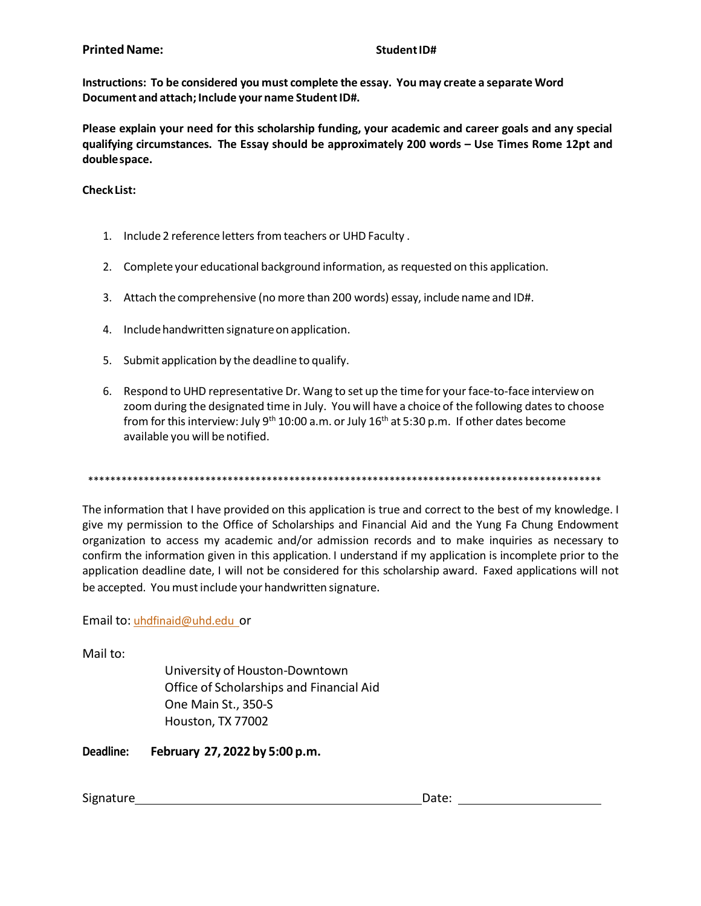**Printed Name:** **Student ID#**

**Instructions: To be considered you must complete the essay. You may create a separate Word Document and attach; Include your name Student ID#.**

**Please explain your need for this scholarship funding, your academic and career goals and any special qualifying circumstances. The Essay should be approximately 200 words – Use Times Rome 12pt and double space.**

**Check List:**

1. Include 2 reference letters from teachers or UHD Faculty .
2. Complete your educational background information, as requested on this application.
3. Attach the comprehensive (no more than 200 words) essay, include name and ID#.
4. Include handwritten signature on application.
5. Submit application by the deadline to qualify.
6. Respond to UHD representative Dr. Wang to set up the time for your face-to-face interview on zoom during the designated time in July. You will have a choice of the following dates to choose from for this interview: July 9th 10:00 a.m. or July 16th at 5:30 p.m. If other dates become available you will be notified.

***********************************************************************************************

The information that I have provided on this application is true and correct to the best of my knowledge. I give my permission to the Office of Scholarships and Financial Aid and the Yung Fa Chung Endowment organization to access my academic and/or admission records and to make inquiries as necessary to confirm the information given in this application. I understand if my application is incomplete prior to the application deadline date, I will not be considered for this scholarship award. Faxed applications will not be accepted. You must include your handwritten signature.

Email to: uhdfinaid@uhd.edu or

Mail to:

University of Houston-Downtown
Office of Scholarships and Financial Aid
One Main St., 350-S
Houston, TX 77002

**Deadline: February 27, 2022 by 5:00 p.m.**

Signature\_\_\_\_\_\_\_\_\_\_\_\_\_\_\_\_\_\_\_\_\_\_\_\_\_\_\_\_\_\_\_\_\_\_\_\_ Date: \_\_\_\_\_\_\_\_\_\_\_\_\_\_\_\_\_\_